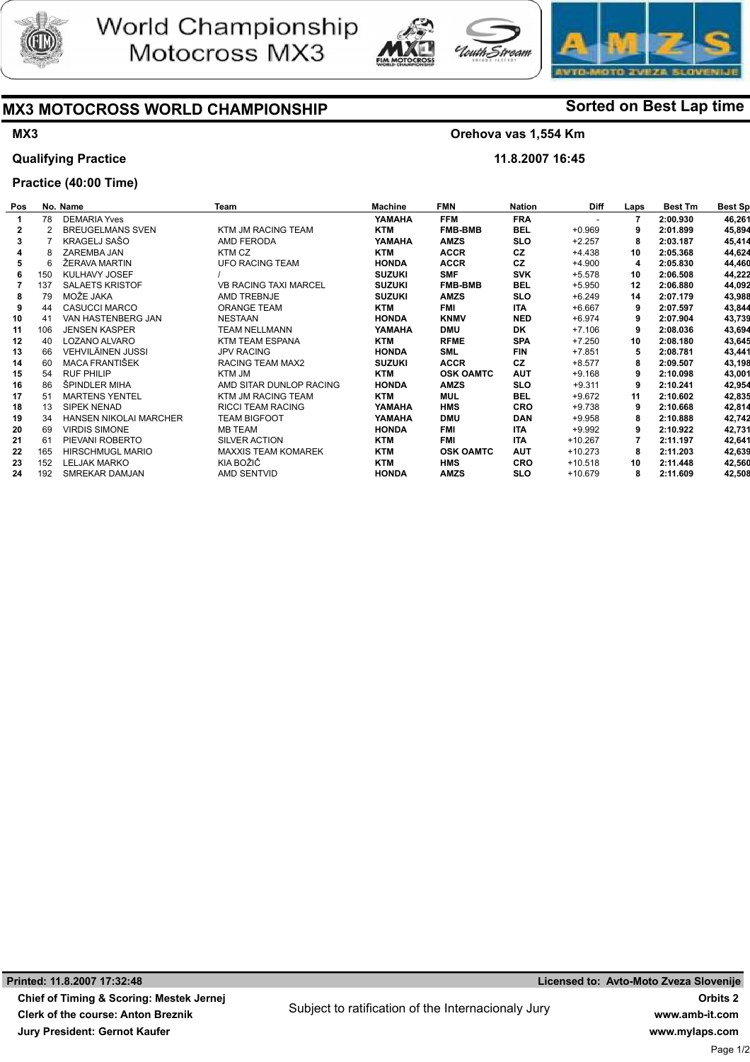# World Championship Motocross MX3

## MX3 MOTOCROSS WORLD CHAMPIONSHIP

**Sorted on Best Lap time**

**MX3** — **Orehova vas 1,554 Km**

**Qualifying Practice** — **11.8.2007 16:45**

**Practice (40:00 Time)**

| Pos | No. | Name | Team | Machine | FMN | Nation | Diff | Laps | Best Tm | Best Sp |
|---|---|---|---|---|---|---|---|---|---|---|
| 1 | 78 | DEMARIA Yves | | YAMAHA | FFM | FRA | - | 7 | 2:00.930 | 46,261 |
| 2 | 2 | BREUGELMANS SVEN | KTM JM RACING TEAM | KTM | FMB-BMB | BEL | +0.969 | 9 | 2:01.899 | 45,894 |
| 3 | 7 | KRAGELJ SAŠO | AMD FERODA | YAMAHA | AMZS | SLO | +2.257 | 8 | 2:03.187 | 45,414 |
| 4 | 8 | ZAREMBA JAN | KTM CZ | KTM | ACCR | CZ | +4.438 | 10 | 2:05.368 | 44,624 |
| 5 | 6 | ŽERAVA MARTIN | UFO RACING TEAM | HONDA | ACCR | CZ | +4.900 | 4 | 2:05.830 | 44,460 |
| 6 | 150 | KULHAVY JOSEF | / | SUZUKI | SMF | SVK | +5.578 | 10 | 2:06.508 | 44,222 |
| 7 | 137 | SALAETS KRISTOF | VB RACING TAXI MARCEL | SUZUKI | FMB-BMB | BEL | +5.950 | 12 | 2:06.880 | 44,092 |
| 8 | 79 | MOŽE JAKA | AMD TREBNJE | SUZUKI | AMZS | SLO | +6.249 | 14 | 2:07.179 | 43,988 |
| 9 | 44 | CASUCCI MARCO | ORANGE TEAM | KTM | FMI | ITA | +6.667 | 9 | 2:07.597 | 43,844 |
| 10 | 41 | VAN HASTENBERG JAN | NESTAAN | HONDA | KNMV | NED | +6.974 | 9 | 2:07.904 | 43,739 |
| 11 | 106 | JENSEN KASPER | TEAM NELLMANN | YAMAHA | DMU | DK | +7.106 | 9 | 2:08.036 | 43,694 |
| 12 | 40 | LOZANO ALVARO | KTM TEAM ESPANA | KTM | RFME | SPA | +7.250 | 10 | 2:08.180 | 43,645 |
| 13 | 66 | VEHVILÄINEN JUSSI | JPV RACING | HONDA | SML | FIN | +7.851 | 5 | 2:08.781 | 43,441 |
| 14 | 60 | MACA FRANTIŠEK | RACING TEAM MAX2 | SUZUKI | ACCR | CZ | +8.577 | 8 | 2:09.507 | 43,198 |
| 15 | 54 | RUF PHILIP | KTM JM | KTM | OSK OAMTC | AUT | +9.168 | 9 | 2:10.098 | 43,001 |
| 16 | 86 | ŠPINDLER MIHA | AMD SITAR DUNLOP RACING | HONDA | AMZS | SLO | +9.311 | 9 | 2:10.241 | 42,954 |
| 17 | 51 | MARTENS YENTEL | KTM JM RACING TEAM | KTM | MUL | BEL | +9.672 | 11 | 2:10.602 | 42,835 |
| 18 | 13 | SIPEK NENAD | RICCI TEAM RACING | YAMAHA | HMS | CRO | +9.738 | 9 | 2:10.668 | 42,814 |
| 19 | 34 | HANSEN NIKOLAI MARCHER | TEAM BIGFOOT | YAMAHA | DMU | DAN | +9.958 | 8 | 2:10.888 | 42,742 |
| 20 | 69 | VIRDIS SIMONE | MB TEAM | HONDA | FMI | ITA | +9.992 | 9 | 2:10.922 | 42,731 |
| 21 | 61 | PIEVANI ROBERTO | SILVER ACTION | KTM | FMI | ITA | +10.267 | 7 | 2:11.197 | 42,641 |
| 22 | 165 | HIRSCHMUGL MARIO | MAXXIS TEAM KOMAREK | KTM | OSK OAMTC | AUT | +10.273 | 8 | 2:11.203 | 42,639 |
| 23 | 152 | LELJAK MARKO | KIA BOŽIČ | KTM | HMS | CRO | +10.518 | 10 | 2:11.448 | 42,560 |
| 24 | 192 | SMREKAR DAMJAN | AMD SENTVID | HONDA | AMZS | SLO | +10.679 | 8 | 2:11.609 | 42,508 |

**Printed: 11.8.2007 17:32:48** — **Licensed to: Avto-Moto Zveza Slovenije**

**Chief of Timing & Scoring: Mestek Jernej**
**Clerk of the course: Anton Breznik**
**Jury President: Gernot Kaufer**

Subject to ratification of the Internacionaly Jury

**Orbits 2**
**www.amb-it.com**
**www.mylaps.com**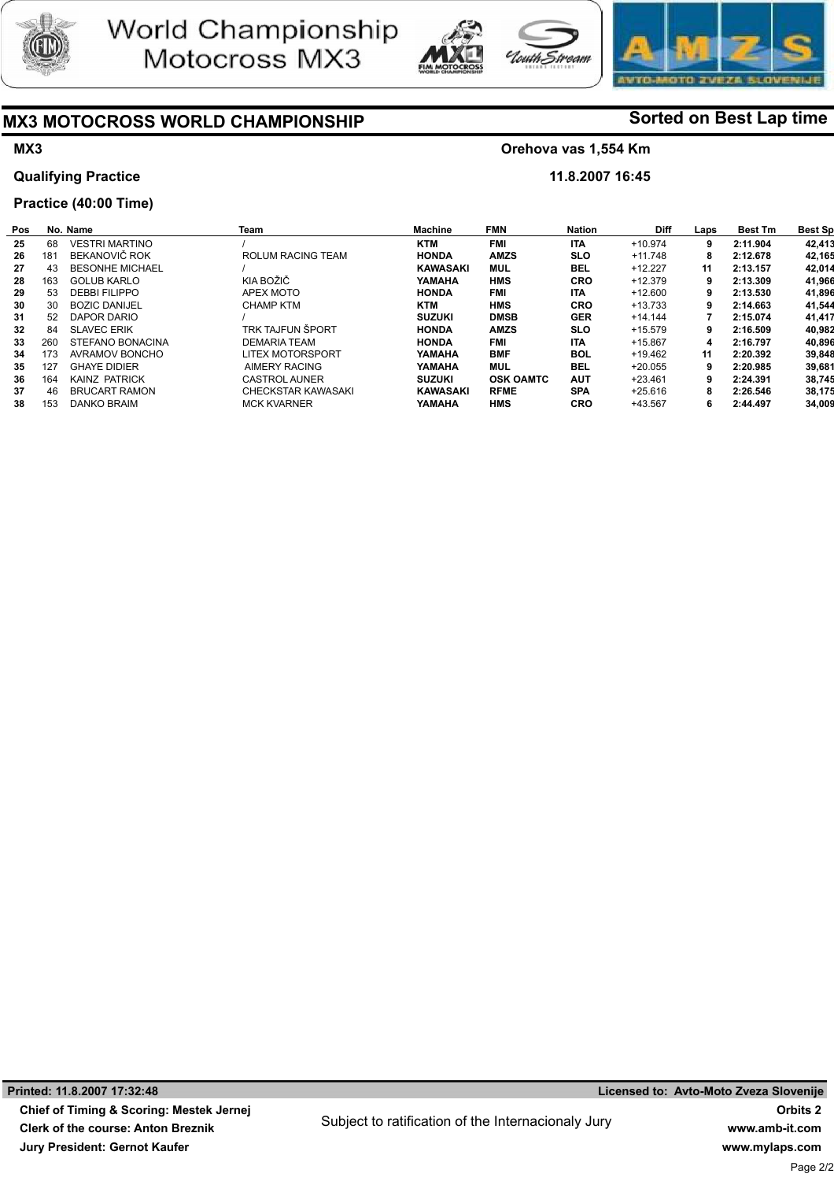# World Championship Motocross MX3

## MX3 MOTOCROSS WORLD CHAMPIONSHIP

**Sorted on Best Lap time**

**MX3** — **Orehova vas 1,554 Km**

**Qualifying Practice** — **11.8.2007 16:45**

**Practice (40:00 Time)**

| Pos | No. | Name | Team | Machine | FMN | Nation | Diff | Laps | Best Tm | Best Sp |
|---|---|---|---|---|---|---|---|---|---|---|
| 25 | 68 | VESTRI MARTINO | / | KTM | FMI | ITA | +10.974 | 9 | 2:11.904 | 42,413 |
| 26 | 181 | BEKANOVIČ ROK | ROLUM RACING TEAM | HONDA | AMZS | SLO | +11.748 | 8 | 2:12.678 | 42,165 |
| 27 | 43 | BESONHE MICHAEL | / | KAWASAKI | MUL | BEL | +12.227 | 11 | 2:13.157 | 42,014 |
| 28 | 163 | GOLUB KARLO | KIA BOŽIČ | YAMAHA | HMS | CRO | +12.379 | 9 | 2:13.309 | 41,966 |
| 29 | 53 | DEBBI FILIPPO | APEX MOTO | HONDA | FMI | ITA | +12.600 | 9 | 2:13.530 | 41,896 |
| 30 | 30 | BOZIC DANIJEL | CHAMP KTM | KTM | HMS | CRO | +13.733 | 9 | 2:14.663 | 41,544 |
| 31 | 52 | DAPOR DARIO | / | SUZUKI | DMSB | GER | +14.144 | 7 | 2:15.074 | 41,417 |
| 32 | 84 | SLAVEC ERIK | TRK TAJFUN ŠPORT | HONDA | AMZS | SLO | +15.579 | 9 | 2:16.509 | 40,982 |
| 33 | 260 | STEFANO BONACINA | DEMARIA TEAM | HONDA | FMI | ITA | +15.867 | 4 | 2:16.797 | 40,896 |
| 34 | 173 | AVRAMOV BONCHO | LITEX MOTORSPORT | YAMAHA | BMF | BOL | +19.462 | 11 | 2:20.392 | 39,848 |
| 35 | 127 | GHAYE DIDIER | AIMERY RACING | YAMAHA | MUL | BEL | +20.055 | 9 | 2:20.985 | 39,681 |
| 36 | 164 | KAINZ PATRICK | CASTROL AUNER | SUZUKI | OSK OAMTC | AUT | +23.461 | 9 | 2:24.391 | 38,745 |
| 37 | 46 | BRUCART RAMON | CHECKSTAR KAWASAKI | KAWASAKI | RFME | SPA | +25.616 | 8 | 2:26.546 | 38,175 |
| 38 | 153 | DANKO BRAIM | MCK KVARNER | YAMAHA | HMS | CRO | +43.567 | 6 | 2:44.497 | 34,009 |

**Printed: 11.8.2007 17:32:48** — **Licensed to: Avto-Moto Zveza Slovenije**

**Chief of Timing & Scoring: Mestek Jernej**
**Clerk of the course: Anton Breznik**
**Jury President: Gernot Kaufer**

Subject to ratification of the Internacionaly Jury

**Orbits 2**
**www.amb-it.com**
**www.mylaps.com**